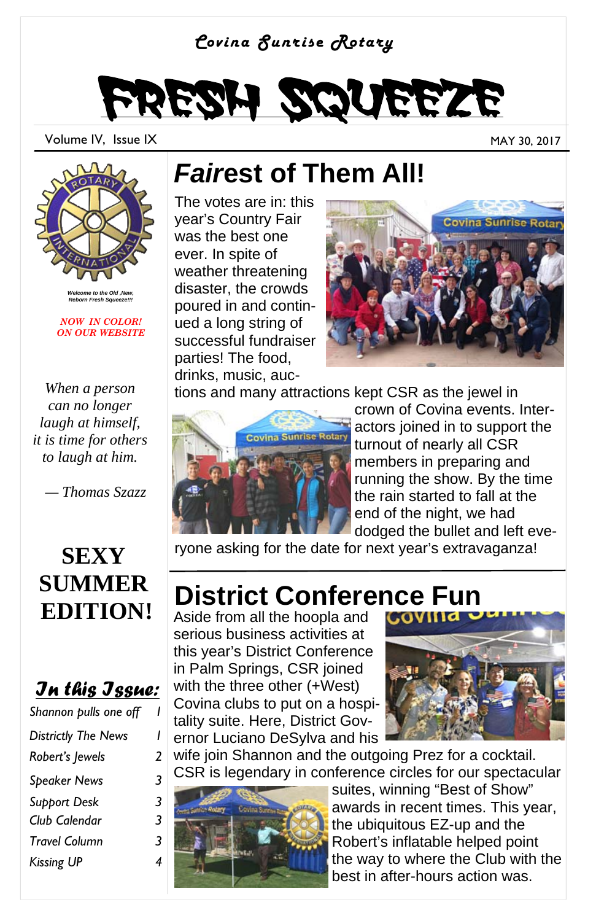*Covina Sunrise Rotary*

# FRESH SQUEEZE

Volume IV, Issue IX

MAY 30, 2017

*Welcome to the Old ,New, Reborn Fresh Squeeze!!!*

***NOW IN COLOR! ON OUR WEBSITE***

*When a person can no longer laugh at himself, it is time for others to laugh at him.*

*— Thomas Szazz*

**SEXY SUMMER EDITION!**

### *In this Issue:*

| | |
|---|---|
| *Shannon pulls one off* | *1* |
| *Districtly The News* | *1* |
| *Robert's Jewels* | *2* |
| *Speaker News* | *3* |
| *Support Desk* | *3* |
| *Club Calendar* | *3* |
| *Travel Column* | *3* |
| *Kissing UP* | *4* |

## *Fair*est of Them All!

The votes are in: this year's Country Fair was the best one ever. In spite of weather threatening disaster, the crowds poured in and continued a long string of successful fundraiser parties! The food, drinks, music, auctions and many attractions kept CSR as the jewel in crown of Covina events. Interactors joined in to support the turnout of nearly all CSR members in preparing and running the show. By the time the rain started to fall at the end of the night, we had dodged the bullet and left everyone asking for the date for next year's extravaganza!

## District Conference Fun

Aside from all the hoopla and serious business activities at this year's District Conference in Palm Springs, CSR joined with the three other (+West) Covina clubs to put on a hospitality suite. Here, District Governor Luciano DeSylva and his wife join Shannon and the outgoing Prez for a cocktail. CSR is legendary in conference circles for our spectacular suites, winning "Best of Show" awards in recent times. This year, the ubiquitous EZ-up and the Robert's inflatable helped point the way to where the Club with the best in after-hours action was.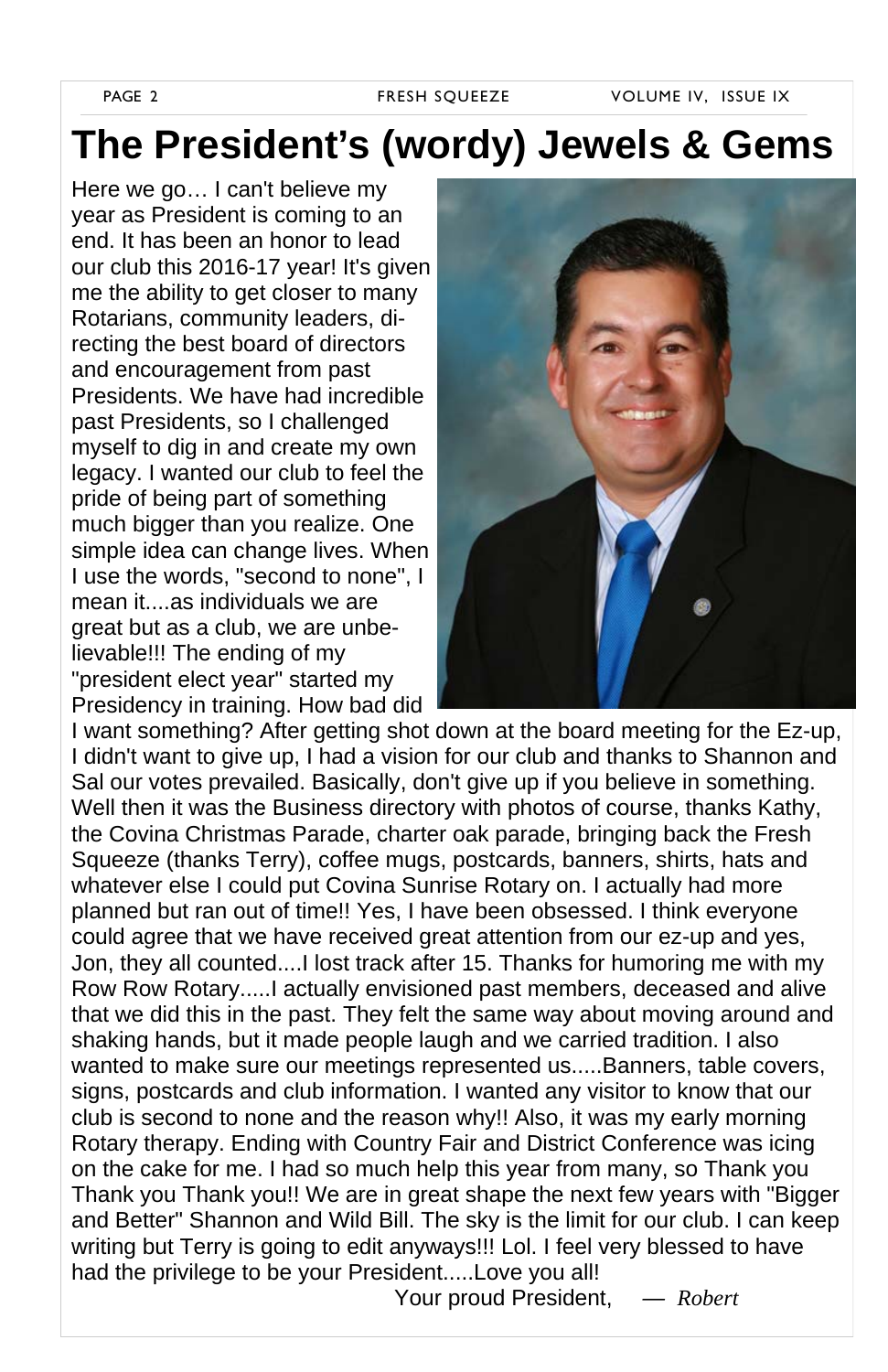# The President's (wordy) Jewels & Gems

Here we go… I can't believe my year as President is coming to an end. It has been an honor to lead our club this 2016-17 year! It's given me the ability to get closer to many Rotarians, community leaders, directing the best board of directors and encouragement from past Presidents. We have had incredible past Presidents, so I challenged myself to dig in and create my own legacy. I wanted our club to feel the pride of being part of something much bigger than you realize. One simple idea can change lives. When I use the words, "second to none", I mean it....as individuals we are great but as a club, we are unbelievable!!! The ending of my "president elect year" started my Presidency in training. How bad did I want something? After getting shot down at the board meeting for the Ez-up, I didn't want to give up, I had a vision for our club and thanks to Shannon and Sal our votes prevailed. Basically, don't give up if you believe in something. Well then it was the Business directory with photos of course, thanks Kathy, the Covina Christmas Parade, charter oak parade, bringing back the Fresh Squeeze (thanks Terry), coffee mugs, postcards, banners, shirts, hats and whatever else I could put Covina Sunrise Rotary on. I actually had more planned but ran out of time!! Yes, I have been obsessed. I think everyone could agree that we have received great attention from our ez-up and yes, Jon, they all counted....I lost track after 15. Thanks for humoring me with my Row Row Rotary.....I actually envisioned past members, deceased and alive that we did this in the past. They felt the same way about moving around and shaking hands, but it made people laugh and we carried tradition. I also wanted to make sure our meetings represented us.....Banners, table covers, signs, postcards and club information. I wanted any visitor to know that our club is second to none and the reason why!! Also, it was my early morning Rotary therapy. Ending with Country Fair and District Conference was icing on the cake for me. I had so much help this year from many, so Thank you Thank you Thank you!! We are in great shape the next few years with "Bigger and Better" Shannon and Wild Bill. The sky is the limit for our club. I can keep writing but Terry is going to edit anyways!!! Lol. I feel very blessed to have had the privilege to be your President.....Love you all!

Your proud President, — *Robert*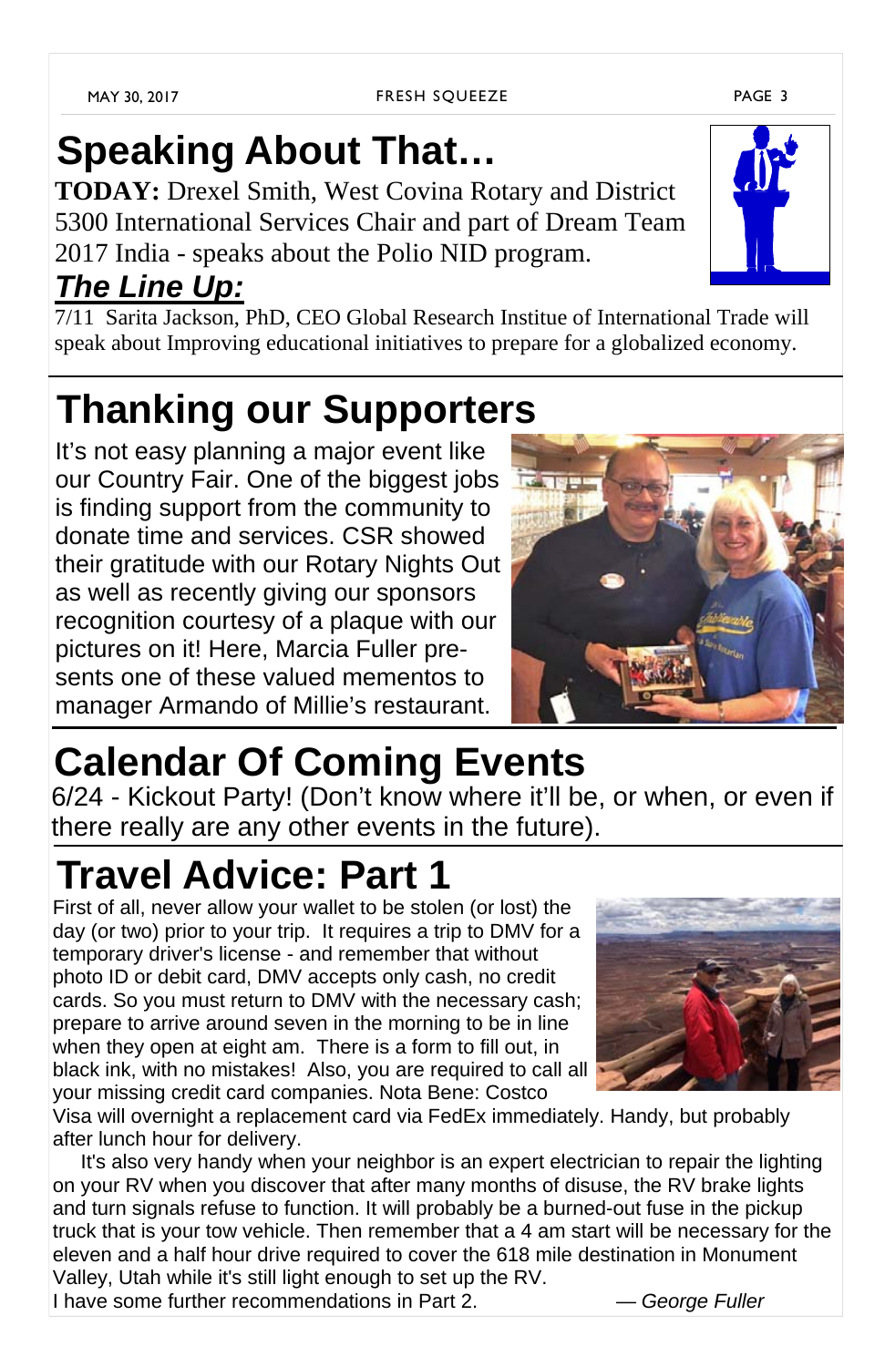# Speaking About That…

**TODAY:** Drexel Smith, West Covina Rotary and District 5300 International Services Chair and part of Dream Team 2017 India - speaks about the Polio NID program.

## ***The Line Up:***

7/11 Sarita Jackson, PhD, CEO Global Research Institue of International Trade will speak about Improving educational initiatives to prepare for a globalized economy.

# Thanking our Supporters

It's not easy planning a major event like our Country Fair. One of the biggest jobs is finding support from the community to donate time and services. CSR showed their gratitude with our Rotary Nights Out as well as recently giving our sponsors recognition courtesy of a plaque with our pictures on it! Here, Marcia Fuller presents one of these valued mementos to manager Armando of Millie's restaurant.

# Calendar Of Coming Events

6/24 - Kickout Party! (Don't know where it'll be, or when, or even if there really are any other events in the future).

# Travel Advice: Part 1

First of all, never allow your wallet to be stolen (or lost) the day (or two) prior to your trip. It requires a trip to DMV for a temporary driver's license - and remember that without photo ID or debit card, DMV accepts only cash, no credit cards. So you must return to DMV with the necessary cash; prepare to arrive around seven in the morning to be in line when they open at eight am. There is a form to fill out, in black ink, with no mistakes! Also, you are required to call all your missing credit card companies. Nota Bene: Costco Visa will overnight a replacement card via FedEx immediately. Handy, but probably after lunch hour for delivery.

It's also very handy when your neighbor is an expert electrician to repair the lighting on your RV when you discover that after many months of disuse, the RV brake lights and turn signals refuse to function. It will probably be a burned-out fuse in the pickup truck that is your tow vehicle. Then remember that a 4 am start will be necessary for the eleven and a half hour drive required to cover the 618 mile destination in Monument Valley, Utah while it's still light enough to set up the RV.

I have some further recommendations in Part 2.

*— George Fuller*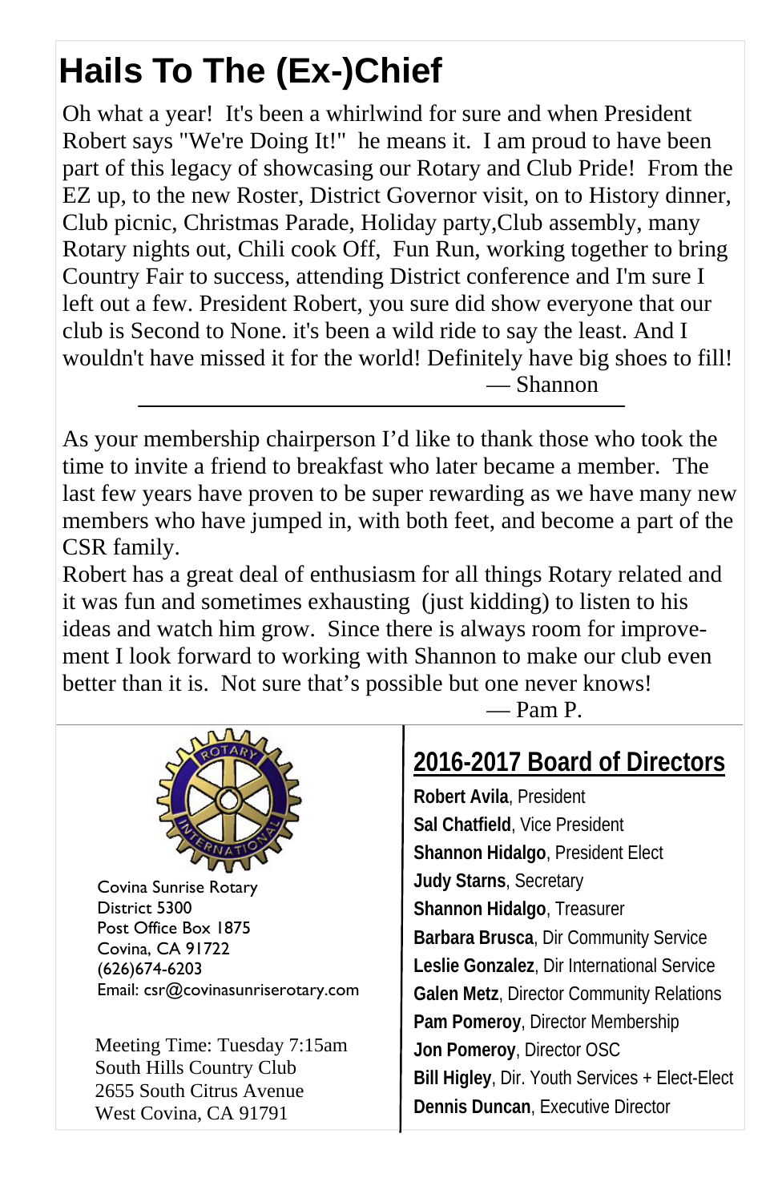# Hails To The (Ex-)Chief

Oh what a year! It's been a whirlwind for sure and when President Robert says "We're Doing It!" he means it. I am proud to have been part of this legacy of showcasing our Rotary and Club Pride! From the EZ up, to the new Roster, District Governor visit, on to History dinner, Club picnic, Christmas Parade, Holiday party,Club assembly, many Rotary nights out, Chili cook Off, Fun Run, working together to bring Country Fair to success, attending District conference and I'm sure I left out a few. President Robert, you sure did show everyone that our club is Second to None. it's been a wild ride to say the least. And I wouldn't have missed it for the world! Definitely have big shoes to fill!

— Shannon

---

As your membership chairperson I'd like to thank those who took the time to invite a friend to breakfast who later became a member. The last few years have proven to be super rewarding as we have many new members who have jumped in, with both feet, and become a part of the CSR family.

Robert has a great deal of enthusiasm for all things Rotary related and it was fun and sometimes exhausting (just kidding) to listen to his ideas and watch him grow. Since there is always room for improvement I look forward to working with Shannon to make our club even better than it is. Not sure that's possible but one never knows!

— Pam P.

Covina Sunrise Rotary
District 5300
Post Office Box 1875
Covina, CA 91722
(626)674-6203
Email: csr@covinasunriserotary.com

Meeting Time: Tuesday 7:15am
South Hills Country Club
2655 South Citrus Avenue
West Covina, CA 91791

## 2016-2017 Board of Directors

**Robert Avila**, President
**Sal Chatfield**, Vice President
**Shannon Hidalgo**, President Elect
**Judy Starns**, Secretary
**Shannon Hidalgo**, Treasurer
**Barbara Brusca**, Dir Community Service
**Leslie Gonzalez**, Dir International Service
**Galen Metz**, Director Community Relations
**Pam Pomeroy**, Director Membership
**Jon Pomeroy**, Director OSC
**Bill Higley**, Dir. Youth Services + Elect-Elect
**Dennis Duncan**, Executive Director